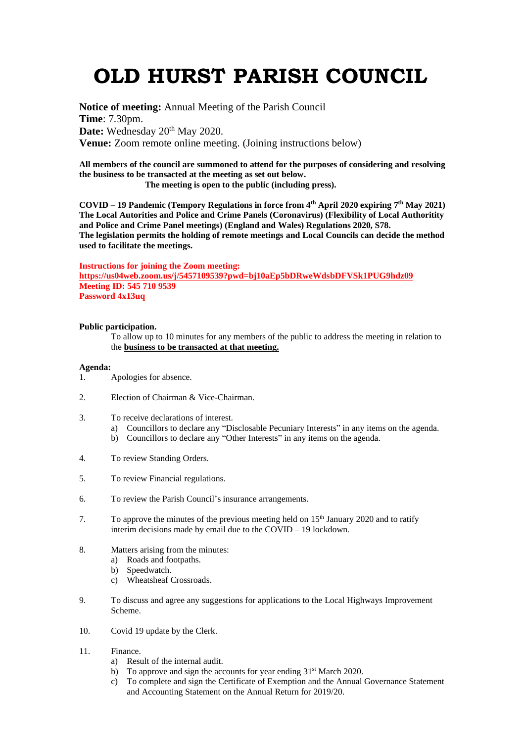# OLD HURST PARISH COUNCIL

**Notice of meeting:** Annual Meeting of the Parish Council  
**Time**: 7.30pm.  
**Date:** Wednesday 20th May 2020.  
**Venue:** Zoom remote online meeting. (Joining instructions below)

**All members of the council are summoned to attend for the purposes of considering and resolving the business to be transacted at the meeting as set out below.**  
**The meeting is open to the public (including press).**

**COVID – 19 Pandemic (Tempory Regulations in force from 4th April 2020 expiring 7th May 2021)**  
**The Local Autorities and Police and Crime Panels (Coronavirus) (Flexibility of Local Authority and Police and Crime Panel meetings) (England and Wales) Regulations 2020, S78.**  
**The legislation permits the holding of remote meetings and Local Councils can decide the method used to facilitate the meetings.**

**Instructions for joining the Zoom meeting:**  
**https://us04web.zoom.us/j/5457109539?pwd=bj10aEp5bDRweWdsbDFVSk1PUG9hdz09**  
**Meeting ID: 545 710 9539**  
**Password 4x13uq**

**Public participation.**

To allow up to 10 minutes for any members of the public to address the meeting in relation to the **business to be transacted at that meeting.**

**Agenda:**

1. Apologies for absence.
2. Election of Chairman & Vice-Chairman.
3. To receive declarations of interest.
   a) Councillors to declare any "Disclosable Pecuniary Interests" in any items on the agenda.
   b) Councillors to declare any "Other Interests" in any items on the agenda.
4. To review Standing Orders.
5. To review Financial regulations.
6. To review the Parish Council's insurance arrangements.
7. To approve the minutes of the previous meeting held on 15th January 2020 and to ratify interim decisions made by email due to the COVID – 19 lockdown.
8. Matters arising from the minutes:
   a) Roads and footpaths.
   b) Speedwatch.
   c) Wheatsheaf Crossroads.
9. To discuss and agree any suggestions for applications to the Local Highways Improvement Scheme.
10. Covid 19 update by the Clerk.
11. Finance.
    a) Result of the internal audit.
    b) To approve and sign the accounts for year ending 31st March 2020.
    c) To complete and sign the Certificate of Exemption and the Annual Governance Statement and Accounting Statement on the Annual Return for 2019/20.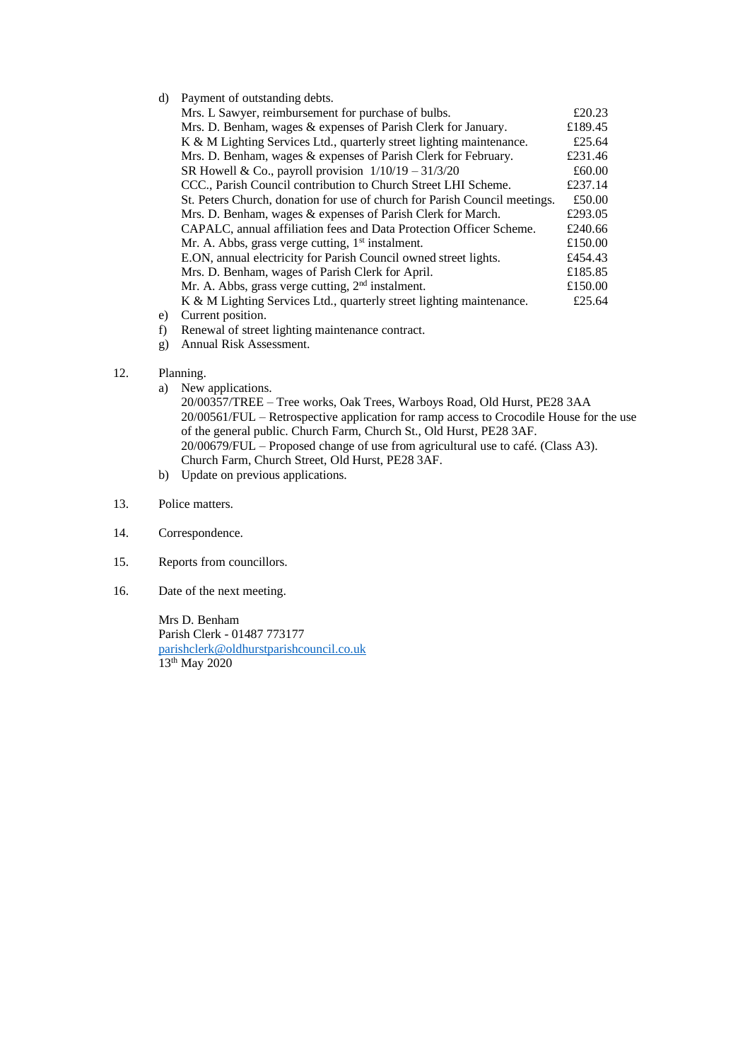d) Payment of outstanding debts.

| | |
|---|---|
| Mrs. L Sawyer, reimbursement for purchase of bulbs. | £20.23 |
| Mrs. D. Benham, wages & expenses of Parish Clerk for January. | £189.45 |
| K & M Lighting Services Ltd., quarterly street lighting maintenance. | £25.64 |
| Mrs. D. Benham, wages & expenses of Parish Clerk for February. | £231.46 |
| SR Howell & Co., payroll provision 1/10/19 – 31/3/20 | £60.00 |
| CCC., Parish Council contribution to Church Street LHI Scheme. | £237.14 |
| St. Peters Church, donation for use of church for Parish Council meetings. | £50.00 |
| Mrs. D. Benham, wages & expenses of Parish Clerk for March. | £293.05 |
| CAPALC, annual affiliation fees and Data Protection Officer Scheme. | £240.66 |
| Mr. A. Abbs, grass verge cutting, 1st instalment. | £150.00 |
| E.ON, annual electricity for Parish Council owned street lights. | £454.43 |
| Mrs. D. Benham, wages of Parish Clerk for April. | £185.85 |
| Mr. A. Abbs, grass verge cutting, 2nd instalment. | £150.00 |
| K & M Lighting Services Ltd., quarterly street lighting maintenance. | £25.64 |

e) Current position.

f) Renewal of street lighting maintenance contract.

g) Annual Risk Assessment.

12. Planning.

a) New applications.
20/00357/TREE – Tree works, Oak Trees, Warboys Road, Old Hurst, PE28 3AA
20/00561/FUL – Retrospective application for ramp access to Crocodile House for the use of the general public. Church Farm, Church St., Old Hurst, PE28 3AF.
20/00679/FUL – Proposed change of use from agricultural use to café. (Class A3). Church Farm, Church Street, Old Hurst, PE28 3AF.

b) Update on previous applications.

13. Police matters.

14. Correspondence.

15. Reports from councillors.

16. Date of the next meeting.

Mrs D. Benham
Parish Clerk - 01487 773177
parishclerk@oldhurstparishcouncil.co.uk
13th May 2020